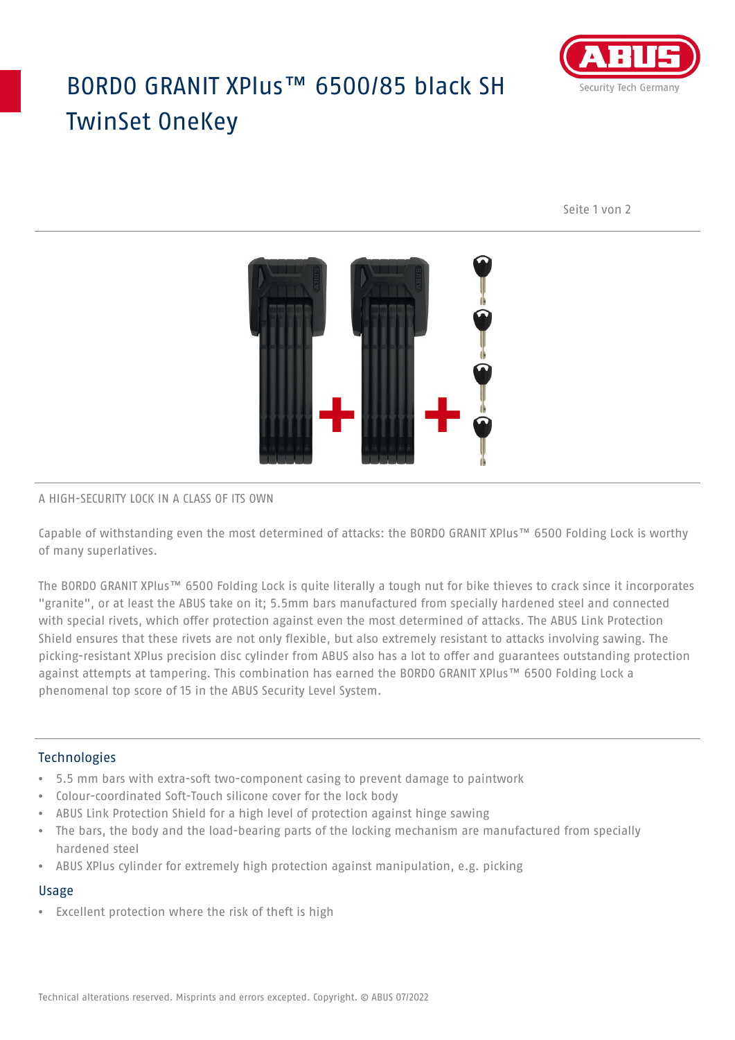# BORDO GRANIT XPlus™ 6500/85 black SH TwinSet OneKey

A HIGH-SECURITY LOCK IN A CLASS OF ITS OWN

Capable of withstanding even the most determined of attacks: the BORDO GRANIT XPlus™ 6500 Folding Lock is worthy of many superlatives.

The BORDO GRANIT XPlus™ 6500 Folding Lock is quite literally a tough nut for bike thieves to crack since it incorporates "granite", or at least the ABUS take on it; 5.5mm bars manufactured from specially hardened steel and connected with special rivets, which offer protection against even the most determined of attacks. The ABUS Link Protection Shield ensures that these rivets are not only flexible, but also extremely resistant to attacks involving sawing. The picking-resistant XPlus precision disc cylinder from ABUS also has a lot to offer and guarantees outstanding protection against attempts at tampering. This combination has earned the BORDO GRANIT XPlus™ 6500 Folding Lock a phenomenal top score of 15 in the ABUS Security Level System.

## Technologies

- 5.5 mm bars with extra-soft two-component casing to prevent damage to paintwork
- Colour-coordinated Soft-Touch silicone cover for the lock body
- ABUS Link Protection Shield for a high level of protection against hinge sawing
- The bars, the body and the load-bearing parts of the locking mechanism are manufactured from specially hardened steel
- ABUS XPlus cylinder for extremely high protection against manipulation, e.g. picking

## Usage

- Excellent protection where the risk of theft is high

Technical alterations reserved. Misprints and errors excepted. Copyright. © ABUS 07/2022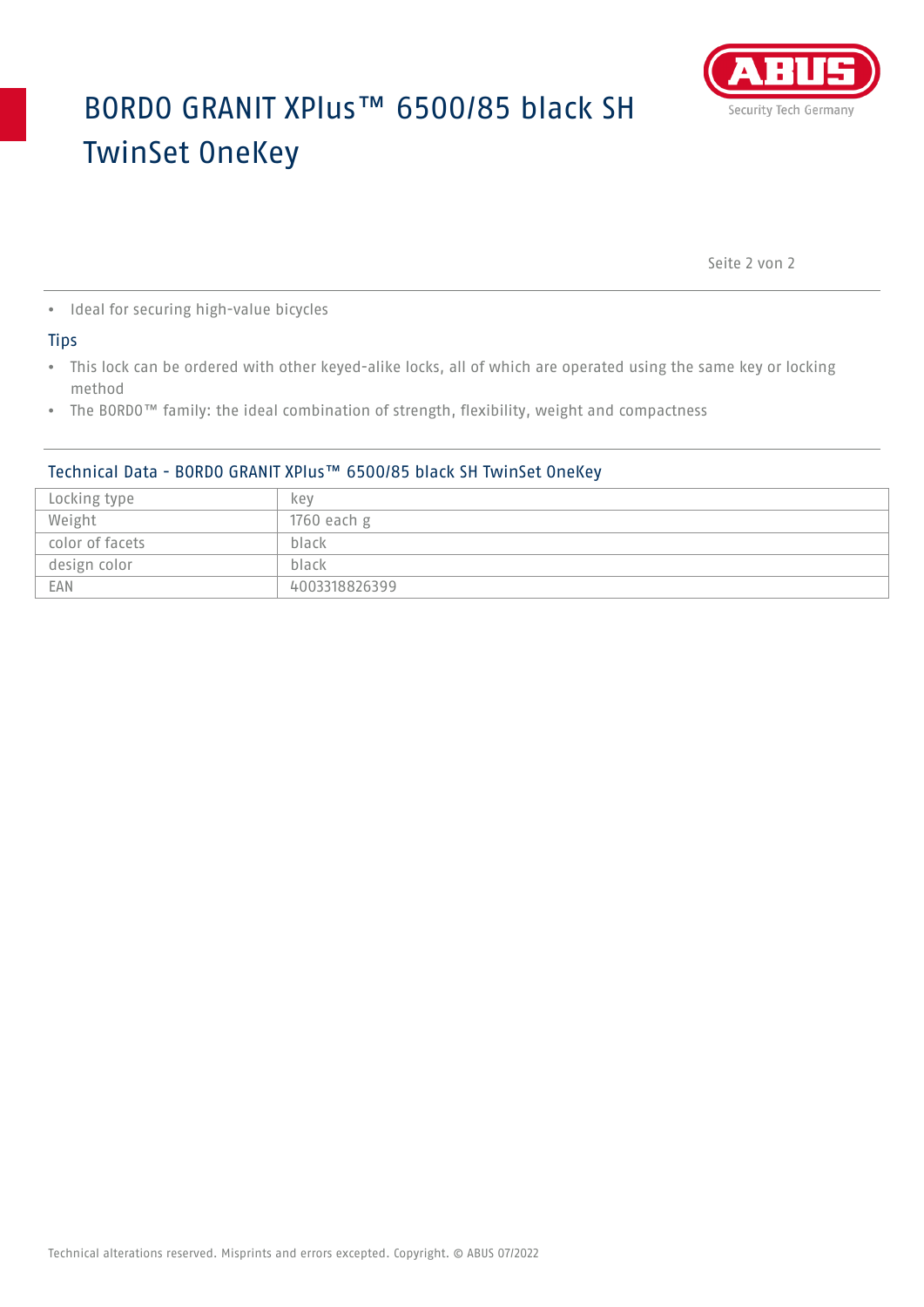- Ideal for securing high-value bicycles

## Tips

- This lock can be ordered with other keyed-alike locks, all of which are operated using the same key or locking method
- The BORDO™ family: the ideal combination of strength, flexibility, weight and compactness

## Technical Data - BORDO GRANIT XPlus™ 6500/85 black SH TwinSet OneKey

| | |
|---|---|
| Locking type | key |
| Weight | 1760 each g |
| color of facets | black |
| design color | black |
| EAN | 4003318826399 |

Technical alterations reserved. Misprints and errors excepted. Copyright. © ABUS 07/2022